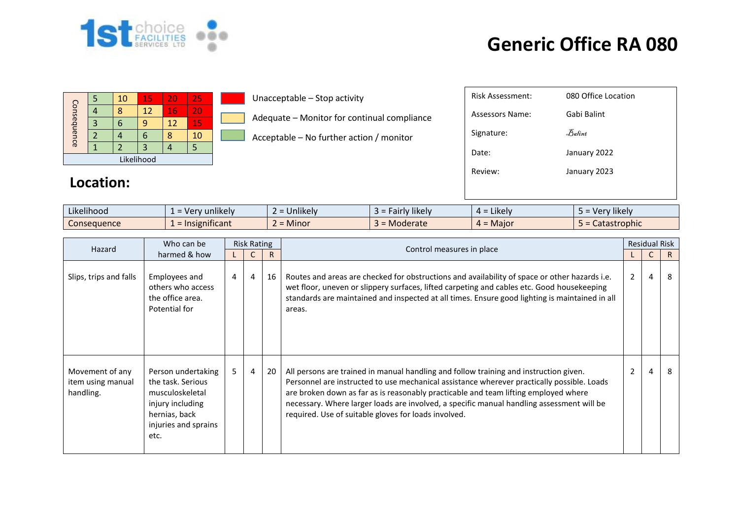1st choice FACILITIES SERVICES LTD

# Generic Office RA 080

| Consequence | | | | | |
|---|---|---|---|---|---|
| | 5 | 10 | 15 | 20 | 25 |
| | 4 | 8 | 12 | 16 | 20 |
| | 3 | 6 | 9 | 12 | 15 |
| | 2 | 4 | 6 | 8 | 10 |
| | 1 | 2 | 3 | 4 | 5 |
| Likelihood | | | | | |

- Unacceptable – Stop activity
- Adequate – Monitor for continual compliance
- Acceptable – No further action / monitor

| | |
|---|---|
| Risk Assessment: | 080 Office Location |
| Assessors Name: | Gabi Balint |
| Signature: | Balint |
| Date: | January 2022 |
| Review: | January 2023 |

## Location:

| | | | | | |
|---|---|---|---|---|---|
| Likelihood | 1 = Very unlikely | 2 = Unlikely | 3 = Fairly likely | 4 = Likely | 5 = Very likely |
| Consequence | 1 = Insignificant | 2 = Minor | 3 = Moderate | 4 = Major | 5 = Catastrophic |

| Hazard | Who can be harmed & how | Risk Rating | | | Control measures in place | Residual Risk | | |
|---|---|---|---|---|---|---|---|---|
| | | L | C | R | | L | C | R |
| Slips, trips and falls | Employees and others who access the office area. Potential for | 4 | 4 | 16 | Routes and areas are checked for obstructions and availability of space or other hazards i.e. wet floor, uneven or slippery surfaces, lifted carpeting and cables etc. Good housekeeping standards are maintained and inspected at all times. Ensure good lighting is maintained in all areas. | 2 | 4 | 8 |
| Movement of any item using manual handling. | Person undertaking the task. Serious musculoskeletal injury including hernias, back injuries and sprains etc. | 5 | 4 | 20 | All persons are trained in manual handling and follow training and instruction given. Personnel are instructed to use mechanical assistance wherever practically possible. Loads are broken down as far as is reasonably practicable and team lifting employed where necessary. Where larger loads are involved, a specific manual handling assessment will be required. Use of suitable gloves for loads involved. | 2 | 4 | 8 |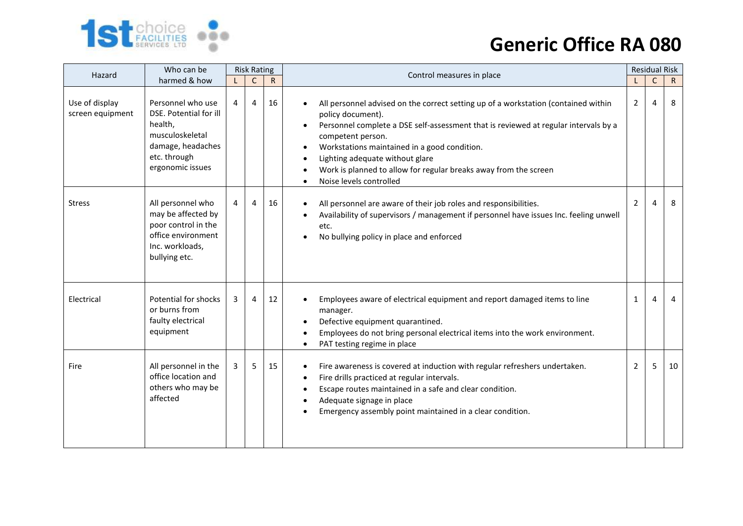# Generic Office RA 080

| Hazard | Who can be harmed & how | Risk Rating | | | Control measures in place | Residual Risk | | |
|---|---|---|---|---|---|---|---|---|
| | | L | C | R | | L | C | R |
| Use of display screen equipment | Personnel who use DSE. Potential for ill health, musculoskeletal damage, headaches etc. through ergonomic issues | 4 | 4 | 16 | • All personnel advised on the correct setting up of a workstation (contained within policy document).<br>• Personnel complete a DSE self-assessment that is reviewed at regular intervals by a competent person.<br>• Workstations maintained in a good condition.<br>• Lighting adequate without glare<br>• Work is planned to allow for regular breaks away from the screen<br>• Noise levels controlled | 2 | 4 | 8 |
| Stress | All personnel who may be affected by poor control in the office environment Inc. workloads, bullying etc. | 4 | 4 | 16 | • All personnel are aware of their job roles and responsibilities.<br>• Availability of supervisors / management if personnel have issues Inc. feeling unwell etc.<br>• No bullying policy in place and enforced | 2 | 4 | 8 |
| Electrical | Potential for shocks or burns from faulty electrical equipment | 3 | 4 | 12 | • Employees aware of electrical equipment and report damaged items to line manager.<br>• Defective equipment quarantined.<br>• Employees do not bring personal electrical items into the work environment.<br>• PAT testing regime in place | 1 | 4 | 4 |
| Fire | All personnel in the office location and others who may be affected | 3 | 5 | 15 | • Fire awareness is covered at induction with regular refreshers undertaken.<br>• Fire drills practiced at regular intervals.<br>• Escape routes maintained in a safe and clear condition.<br>• Adequate signage in place<br>• Emergency assembly point maintained in a clear condition. | 2 | 5 | 10 |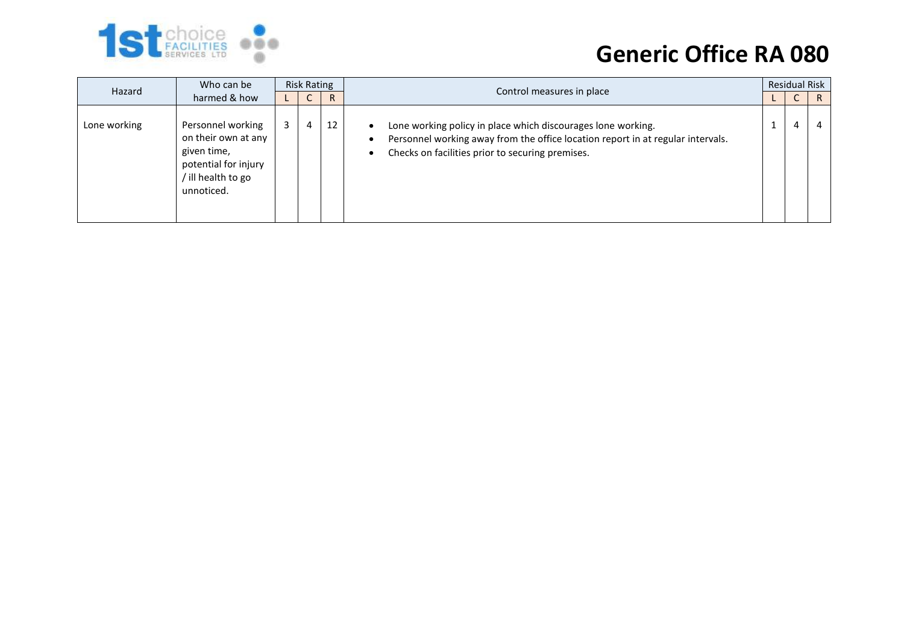# Generic Office RA 080

| Hazard | Who can be harmed & how | Risk Rating | | | Control measures in place | Residual Risk | | |
|---|---|---|---|---|---|---|---|---|
| | | L | C | R | | L | C | R |
| Lone working | Personnel working on their own at any given time, potential for injury / ill health to go unnoticed. | 3 | 4 | 12 | • Lone working policy in place which discourages lone working.<br>• Personnel working away from the office location report in at regular intervals.<br>• Checks on facilities prior to securing premises. | 1 | 4 | 4 |